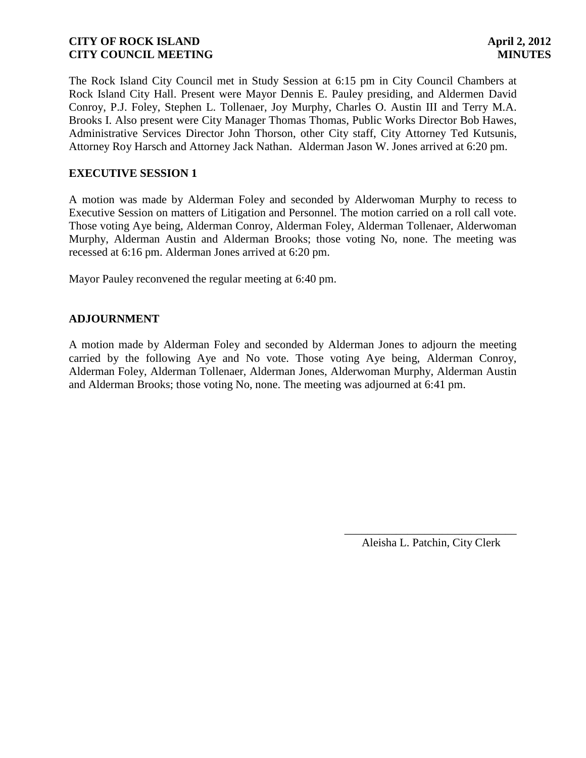**CITY OF ROCK ISLAND** **April 2, 2012**
**CITY COUNCIL MEETING** **MINUTES**

The Rock Island City Council met in Study Session at 6:15 pm in City Council Chambers at Rock Island City Hall. Present were Mayor Dennis E. Pauley presiding, and Aldermen David Conroy, P.J. Foley, Stephen L. Tollenaer, Joy Murphy, Charles O. Austin III and Terry M.A. Brooks I. Also present were City Manager Thomas Thomas, Public Works Director Bob Hawes, Administrative Services Director John Thorson, other City staff, City Attorney Ted Kutsunis, Attorney Roy Harsch and Attorney Jack Nathan. Alderman Jason W. Jones arrived at 6:20 pm.

## EXECUTIVE SESSION 1

A motion was made by Alderman Foley and seconded by Alderwoman Murphy to recess to Executive Session on matters of Litigation and Personnel. The motion carried on a roll call vote. Those voting Aye being, Alderman Conroy, Alderman Foley, Alderman Tollenaer, Alderwoman Murphy, Alderman Austin and Alderman Brooks; those voting No, none. The meeting was recessed at 6:16 pm. Alderman Jones arrived at 6:20 pm.

Mayor Pauley reconvened the regular meeting at 6:40 pm.

## ADJOURNMENT

A motion made by Alderman Foley and seconded by Alderman Jones to adjourn the meeting carried by the following Aye and No vote. Those voting Aye being, Alderman Conroy, Alderman Foley, Alderman Tollenaer, Alderman Jones, Alderwoman Murphy, Alderman Austin and Alderman Brooks; those voting No, none. The meeting was adjourned at 6:41 pm.

______________________________
Aleisha L. Patchin, City Clerk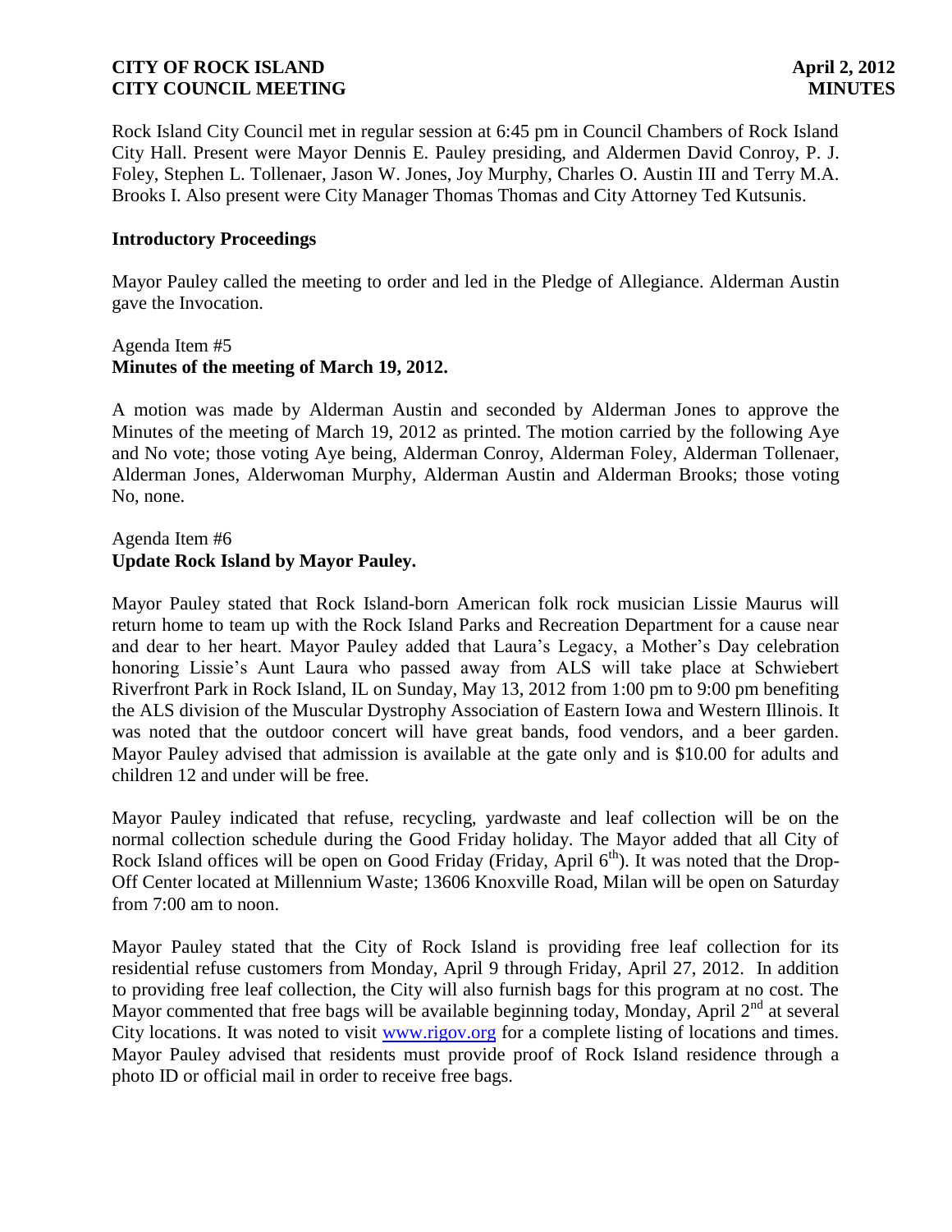Rock Island City Council met in regular session at 6:45 pm in Council Chambers of Rock Island City Hall. Present were Mayor Dennis E. Pauley presiding, and Aldermen David Conroy, P. J. Foley, Stephen L. Tollenaer, Jason W. Jones, Joy Murphy, Charles O. Austin III and Terry M.A. Brooks I. Also present were City Manager Thomas Thomas and City Attorney Ted Kutsunis.

**Introductory Proceedings**

Mayor Pauley called the meeting to order and led in the Pledge of Allegiance. Alderman Austin gave the Invocation.

Agenda Item #5
**Minutes of the meeting of March 19, 2012.**

A motion was made by Alderman Austin and seconded by Alderman Jones to approve the Minutes of the meeting of March 19, 2012 as printed. The motion carried by the following Aye and No vote; those voting Aye being, Alderman Conroy, Alderman Foley, Alderman Tollenaer, Alderman Jones, Alderwoman Murphy, Alderman Austin and Alderman Brooks; those voting No, none.

Agenda Item #6
**Update Rock Island by Mayor Pauley.**

Mayor Pauley stated that Rock Island-born American folk rock musician Lissie Maurus will return home to team up with the Rock Island Parks and Recreation Department for a cause near and dear to her heart. Mayor Pauley added that Laura's Legacy, a Mother's Day celebration honoring Lissie's Aunt Laura who passed away from ALS will take place at Schwiebert Riverfront Park in Rock Island, IL on Sunday, May 13, 2012 from 1:00 pm to 9:00 pm benefiting the ALS division of the Muscular Dystrophy Association of Eastern Iowa and Western Illinois. It was noted that the outdoor concert will have great bands, food vendors, and a beer garden. Mayor Pauley advised that admission is available at the gate only and is $10.00 for adults and children 12 and under will be free.

Mayor Pauley indicated that refuse, recycling, yardwaste and leaf collection will be on the normal collection schedule during the Good Friday holiday. The Mayor added that all City of Rock Island offices will be open on Good Friday (Friday, April 6th). It was noted that the Drop-Off Center located at Millennium Waste; 13606 Knoxville Road, Milan will be open on Saturday from 7:00 am to noon.

Mayor Pauley stated that the City of Rock Island is providing free leaf collection for its residential refuse customers from Monday, April 9 through Friday, April 27, 2012. In addition to providing free leaf collection, the City will also furnish bags for this program at no cost. The Mayor commented that free bags will be available beginning today, Monday, April 2nd at several City locations. It was noted to visit www.rigov.org for a complete listing of locations and times. Mayor Pauley advised that residents must provide proof of Rock Island residence through a photo ID or official mail in order to receive free bags.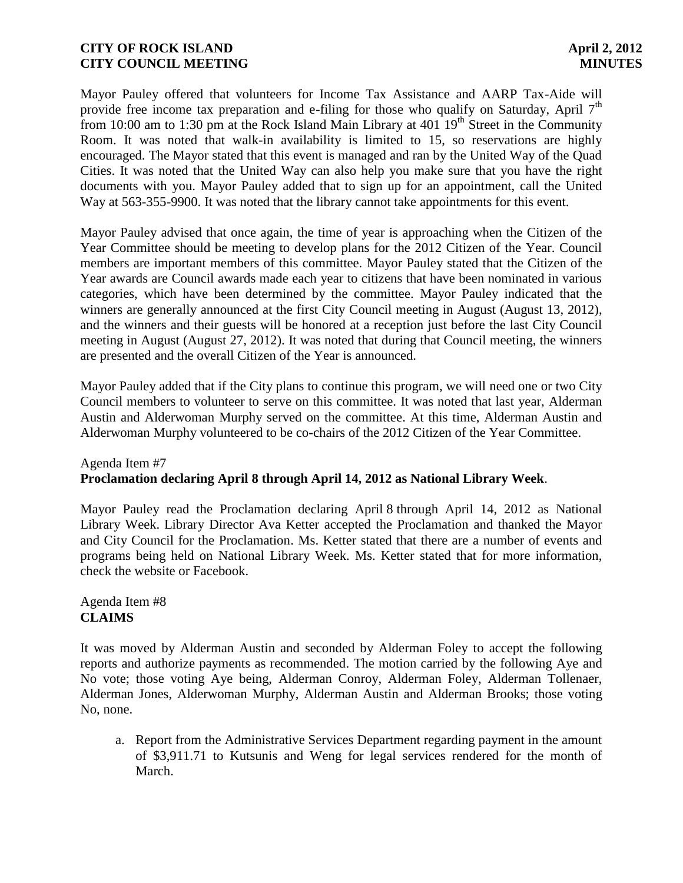Mayor Pauley offered that volunteers for Income Tax Assistance and AARP Tax-Aide will provide free income tax preparation and e-filing for those who qualify on Saturday, April 7th from 10:00 am to 1:30 pm at the Rock Island Main Library at 401 19th Street in the Community Room. It was noted that walk-in availability is limited to 15, so reservations are highly encouraged. The Mayor stated that this event is managed and ran by the United Way of the Quad Cities. It was noted that the United Way can also help you make sure that you have the right documents with you. Mayor Pauley added that to sign up for an appointment, call the United Way at 563-355-9900. It was noted that the library cannot take appointments for this event.

Mayor Pauley advised that once again, the time of year is approaching when the Citizen of the Year Committee should be meeting to develop plans for the 2012 Citizen of the Year. Council members are important members of this committee. Mayor Pauley stated that the Citizen of the Year awards are Council awards made each year to citizens that have been nominated in various categories, which have been determined by the committee. Mayor Pauley indicated that the winners are generally announced at the first City Council meeting in August (August 13, 2012), and the winners and their guests will be honored at a reception just before the last City Council meeting in August (August 27, 2012). It was noted that during that Council meeting, the winners are presented and the overall Citizen of the Year is announced.

Mayor Pauley added that if the City plans to continue this program, we will need one or two City Council members to volunteer to serve on this committee. It was noted that last year, Alderman Austin and Alderwoman Murphy served on the committee. At this time, Alderman Austin and Alderwoman Murphy volunteered to be co-chairs of the 2012 Citizen of the Year Committee.

Agenda Item #7
**Proclamation declaring April 8 through April 14, 2012 as National Library Week**.

Mayor Pauley read the Proclamation declaring April 8 through April 14, 2012 as National Library Week. Library Director Ava Ketter accepted the Proclamation and thanked the Mayor and City Council for the Proclamation. Ms. Ketter stated that there are a number of events and programs being held on National Library Week. Ms. Ketter stated that for more information, check the website or Facebook.

Agenda Item #8
**CLAIMS**

It was moved by Alderman Austin and seconded by Alderman Foley to accept the following reports and authorize payments as recommended. The motion carried by the following Aye and No vote; those voting Aye being, Alderman Conroy, Alderman Foley, Alderman Tollenaer, Alderman Jones, Alderwoman Murphy, Alderman Austin and Alderman Brooks; those voting No, none.

a. Report from the Administrative Services Department regarding payment in the amount of $3,911.71 to Kutsunis and Weng for legal services rendered for the month of March.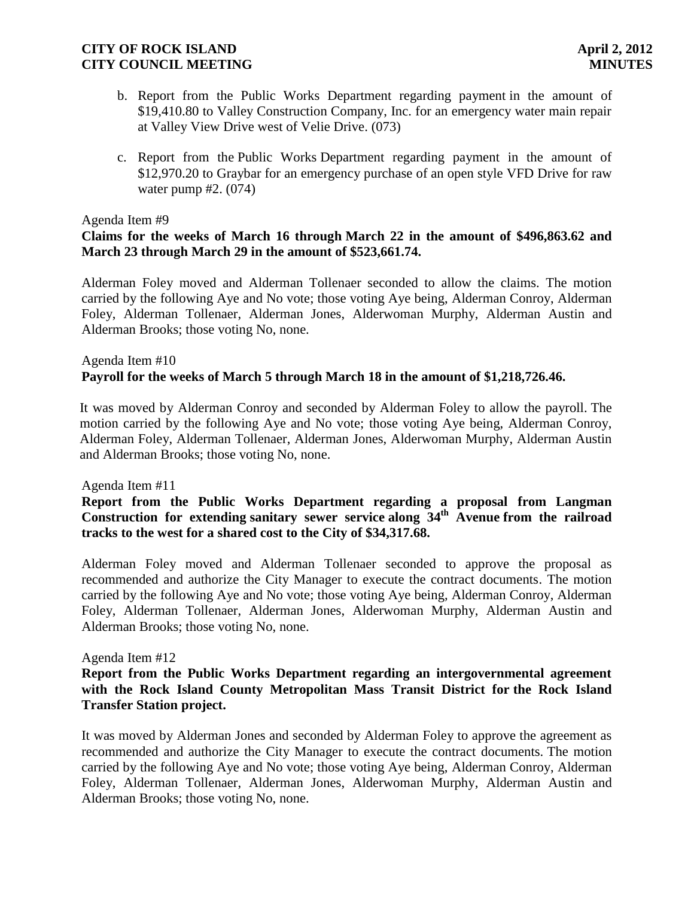b. Report from the Public Works Department regarding payment in the amount of $19,410.80 to Valley Construction Company, Inc. for an emergency water main repair at Valley View Drive west of Velie Drive. (073)

c. Report from the Public Works Department regarding payment in the amount of $12,970.20 to Graybar for an emergency purchase of an open style VFD Drive for raw water pump #2. (074)

Agenda Item #9

**Claims for the weeks of March 16 through March 22 in the amount of $496,863.62 and March 23 through March 29 in the amount of $523,661.74.**

Alderman Foley moved and Alderman Tollenaer seconded to allow the claims. The motion carried by the following Aye and No vote; those voting Aye being, Alderman Conroy, Alderman Foley, Alderman Tollenaer, Alderman Jones, Alderwoman Murphy, Alderman Austin and Alderman Brooks; those voting No, none.

Agenda Item #10

**Payroll for the weeks of March 5 through March 18 in the amount of $1,218,726.46.**

It was moved by Alderman Conroy and seconded by Alderman Foley to allow the payroll. The motion carried by the following Aye and No vote; those voting Aye being, Alderman Conroy, Alderman Foley, Alderman Tollenaer, Alderman Jones, Alderwoman Murphy, Alderman Austin and Alderman Brooks; those voting No, none.

Agenda Item #11

**Report from the Public Works Department regarding a proposal from Langman Construction for extending sanitary sewer service along 34th Avenue from the railroad tracks to the west for a shared cost to the City of $34,317.68.**

Alderman Foley moved and Alderman Tollenaer seconded to approve the proposal as recommended and authorize the City Manager to execute the contract documents. The motion carried by the following Aye and No vote; those voting Aye being, Alderman Conroy, Alderman Foley, Alderman Tollenaer, Alderman Jones, Alderwoman Murphy, Alderman Austin and Alderman Brooks; those voting No, none.

Agenda Item #12

**Report from the Public Works Department regarding an intergovernmental agreement with the Rock Island County Metropolitan Mass Transit District for the Rock Island Transfer Station project.**

It was moved by Alderman Jones and seconded by Alderman Foley to approve the agreement as recommended and authorize the City Manager to execute the contract documents. The motion carried by the following Aye and No vote; those voting Aye being, Alderman Conroy, Alderman Foley, Alderman Tollenaer, Alderman Jones, Alderwoman Murphy, Alderman Austin and Alderman Brooks; those voting No, none.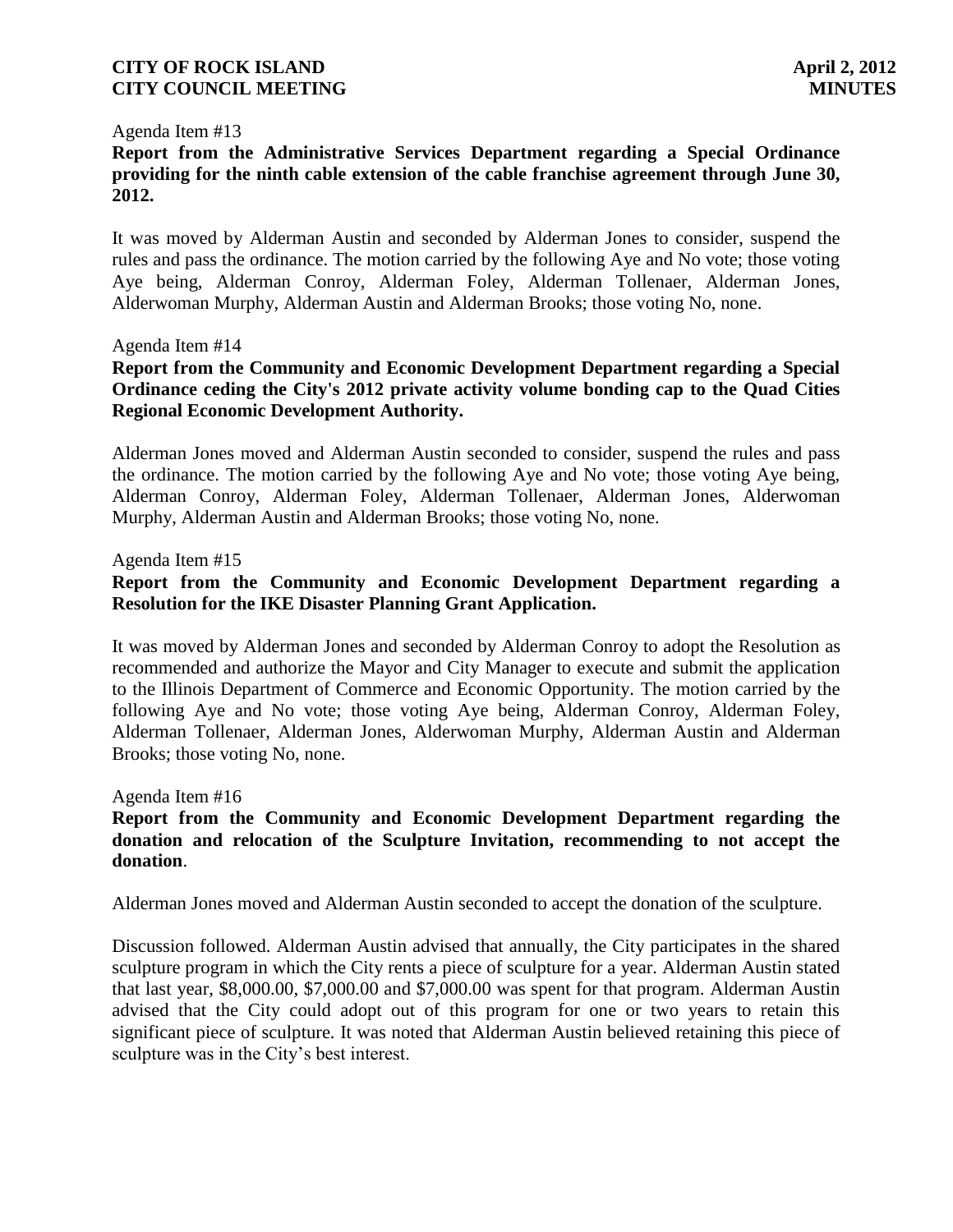Agenda Item #13

**Report from the Administrative Services Department regarding a Special Ordinance providing for the ninth cable extension of the cable franchise agreement through June 30, 2012.**

It was moved by Alderman Austin and seconded by Alderman Jones to consider, suspend the rules and pass the ordinance. The motion carried by the following Aye and No vote; those voting Aye being, Alderman Conroy, Alderman Foley, Alderman Tollenaer, Alderman Jones, Alderwoman Murphy, Alderman Austin and Alderman Brooks; those voting No, none.

Agenda Item #14

**Report from the Community and Economic Development Department regarding a Special Ordinance ceding the City's 2012 private activity volume bonding cap to the Quad Cities Regional Economic Development Authority.**

Alderman Jones moved and Alderman Austin seconded to consider, suspend the rules and pass the ordinance. The motion carried by the following Aye and No vote; those voting Aye being, Alderman Conroy, Alderman Foley, Alderman Tollenaer, Alderman Jones, Alderwoman Murphy, Alderman Austin and Alderman Brooks; those voting No, none.

Agenda Item #15

**Report from the Community and Economic Development Department regarding a Resolution for the IKE Disaster Planning Grant Application.**

It was moved by Alderman Jones and seconded by Alderman Conroy to adopt the Resolution as recommended and authorize the Mayor and City Manager to execute and submit the application to the Illinois Department of Commerce and Economic Opportunity. The motion carried by the following Aye and No vote; those voting Aye being, Alderman Conroy, Alderman Foley, Alderman Tollenaer, Alderman Jones, Alderwoman Murphy, Alderman Austin and Alderman Brooks; those voting No, none.

Agenda Item #16

**Report from the Community and Economic Development Department regarding the donation and relocation of the Sculpture Invitation, recommending to not accept the donation.**

Alderman Jones moved and Alderman Austin seconded to accept the donation of the sculpture.

Discussion followed. Alderman Austin advised that annually, the City participates in the shared sculpture program in which the City rents a piece of sculpture for a year. Alderman Austin stated that last year, $8,000.00, $7,000.00 and $7,000.00 was spent for that program. Alderman Austin advised that the City could adopt out of this program for one or two years to retain this significant piece of sculpture. It was noted that Alderman Austin believed retaining this piece of sculpture was in the City's best interest.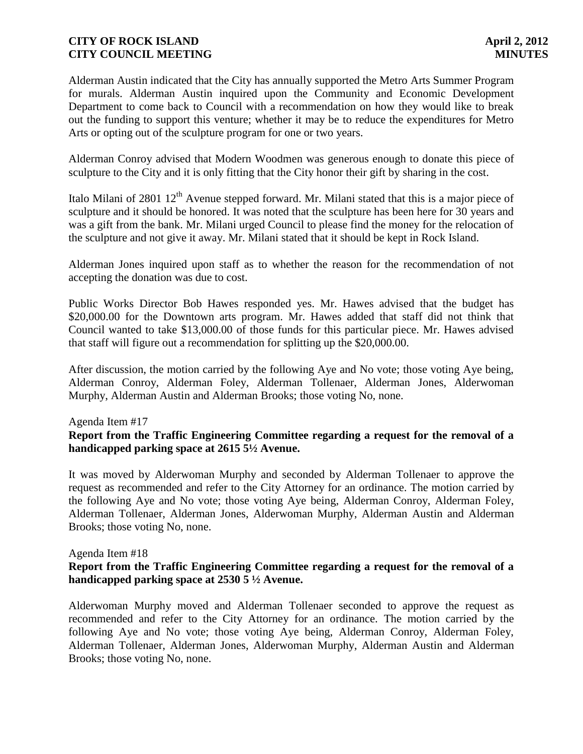Alderman Austin indicated that the City has annually supported the Metro Arts Summer Program for murals. Alderman Austin inquired upon the Community and Economic Development Department to come back to Council with a recommendation on how they would like to break out the funding to support this venture; whether it may be to reduce the expenditures for Metro Arts or opting out of the sculpture program for one or two years.

Alderman Conroy advised that Modern Woodmen was generous enough to donate this piece of sculpture to the City and it is only fitting that the City honor their gift by sharing in the cost.

Italo Milani of 2801 12th Avenue stepped forward. Mr. Milani stated that this is a major piece of sculpture and it should be honored. It was noted that the sculpture has been here for 30 years and was a gift from the bank. Mr. Milani urged Council to please find the money for the relocation of the sculpture and not give it away. Mr. Milani stated that it should be kept in Rock Island.

Alderman Jones inquired upon staff as to whether the reason for the recommendation of not accepting the donation was due to cost.

Public Works Director Bob Hawes responded yes. Mr. Hawes advised that the budget has $20,000.00 for the Downtown arts program. Mr. Hawes added that staff did not think that Council wanted to take $13,000.00 of those funds for this particular piece. Mr. Hawes advised that staff will figure out a recommendation for splitting up the $20,000.00.

After discussion, the motion carried by the following Aye and No vote; those voting Aye being, Alderman Conroy, Alderman Foley, Alderman Tollenaer, Alderman Jones, Alderwoman Murphy, Alderman Austin and Alderman Brooks; those voting No, none.

Agenda Item #17

**Report from the Traffic Engineering Committee regarding a request for the removal of a handicapped parking space at 2615 5½ Avenue.**

It was moved by Alderwoman Murphy and seconded by Alderman Tollenaer to approve the request as recommended and refer to the City Attorney for an ordinance. The motion carried by the following Aye and No vote; those voting Aye being, Alderman Conroy, Alderman Foley, Alderman Tollenaer, Alderman Jones, Alderwoman Murphy, Alderman Austin and Alderman Brooks; those voting No, none.

Agenda Item #18

**Report from the Traffic Engineering Committee regarding a request for the removal of a handicapped parking space at 2530 5 ½ Avenue.**

Alderwoman Murphy moved and Alderman Tollenaer seconded to approve the request as recommended and refer to the City Attorney for an ordinance. The motion carried by the following Aye and No vote; those voting Aye being, Alderman Conroy, Alderman Foley, Alderman Tollenaer, Alderman Jones, Alderwoman Murphy, Alderman Austin and Alderman Brooks; those voting No, none.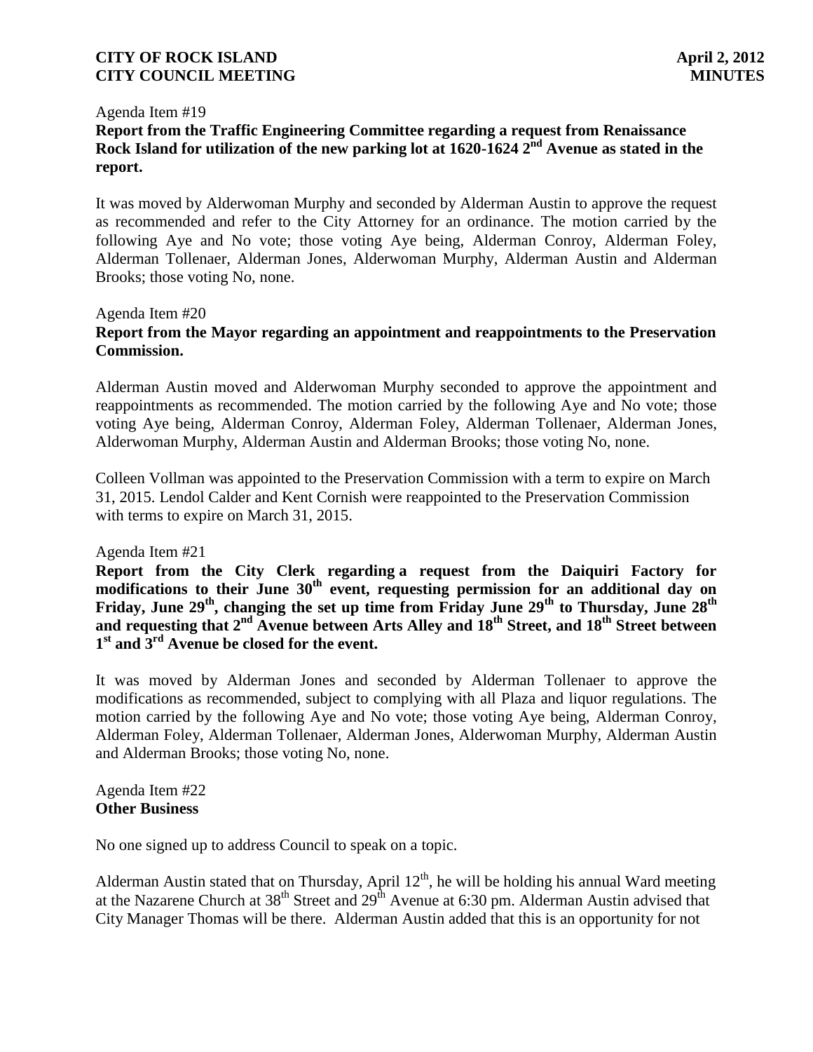Agenda Item #19

**Report from the Traffic Engineering Committee regarding a request from Renaissance Rock Island for utilization of the new parking lot at 1620-1624 2nd Avenue as stated in the report.**

It was moved by Alderwoman Murphy and seconded by Alderman Austin to approve the request as recommended and refer to the City Attorney for an ordinance. The motion carried by the following Aye and No vote; those voting Aye being, Alderman Conroy, Alderman Foley, Alderman Tollenaer, Alderman Jones, Alderwoman Murphy, Alderman Austin and Alderman Brooks; those voting No, none.

Agenda Item #20

**Report from the Mayor regarding an appointment and reappointments to the Preservation Commission.**

Alderman Austin moved and Alderwoman Murphy seconded to approve the appointment and reappointments as recommended. The motion carried by the following Aye and No vote; those voting Aye being, Alderman Conroy, Alderman Foley, Alderman Tollenaer, Alderman Jones, Alderwoman Murphy, Alderman Austin and Alderman Brooks; those voting No, none.

Colleen Vollman was appointed to the Preservation Commission with a term to expire on March 31, 2015. Lendol Calder and Kent Cornish were reappointed to the Preservation Commission with terms to expire on March 31, 2015.

Agenda Item #21

**Report from the City Clerk regarding a request from the Daiquiri Factory for modifications to their June 30th event, requesting permission for an additional day on Friday, June 29th, changing the set up time from Friday June 29th to Thursday, June 28th and requesting that 2nd Avenue between Arts Alley and 18th Street, and 18th Street between 1st and 3rd Avenue be closed for the event.**

It was moved by Alderman Jones and seconded by Alderman Tollenaer to approve the modifications as recommended, subject to complying with all Plaza and liquor regulations. The motion carried by the following Aye and No vote; those voting Aye being, Alderman Conroy, Alderman Foley, Alderman Tollenaer, Alderman Jones, Alderwoman Murphy, Alderman Austin and Alderman Brooks; those voting No, none.

Agenda Item #22

**Other Business**

No one signed up to address Council to speak on a topic.

Alderman Austin stated that on Thursday, April 12th, he will be holding his annual Ward meeting at the Nazarene Church at 38th Street and 29th Avenue at 6:30 pm. Alderman Austin advised that City Manager Thomas will be there. Alderman Austin added that this is an opportunity for not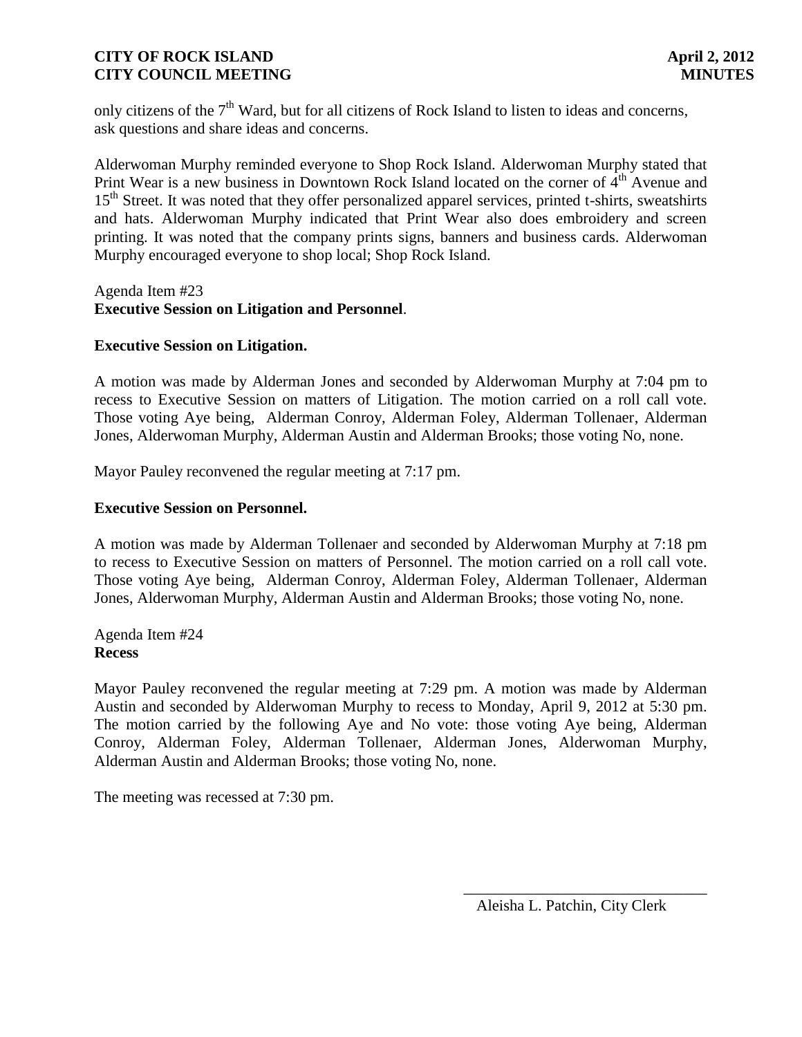only citizens of the 7th Ward, but for all citizens of Rock Island to listen to ideas and concerns, ask questions and share ideas and concerns.

Alderwoman Murphy reminded everyone to Shop Rock Island. Alderwoman Murphy stated that Print Wear is a new business in Downtown Rock Island located on the corner of 4th Avenue and 15th Street. It was noted that they offer personalized apparel services, printed t-shirts, sweatshirts and hats. Alderwoman Murphy indicated that Print Wear also does embroidery and screen printing. It was noted that the company prints signs, banners and business cards. Alderwoman Murphy encouraged everyone to shop local; Shop Rock Island.

Agenda Item #23
**Executive Session on Litigation and Personnel**.

**Executive Session on Litigation.**

A motion was made by Alderman Jones and seconded by Alderwoman Murphy at 7:04 pm to recess to Executive Session on matters of Litigation. The motion carried on a roll call vote. Those voting Aye being, Alderman Conroy, Alderman Foley, Alderman Tollenaer, Alderman Jones, Alderwoman Murphy, Alderman Austin and Alderman Brooks; those voting No, none.

Mayor Pauley reconvened the regular meeting at 7:17 pm.

**Executive Session on Personnel.**

A motion was made by Alderman Tollenaer and seconded by Alderwoman Murphy at 7:18 pm to recess to Executive Session on matters of Personnel. The motion carried on a roll call vote. Those voting Aye being, Alderman Conroy, Alderman Foley, Alderman Tollenaer, Alderman Jones, Alderwoman Murphy, Alderman Austin and Alderman Brooks; those voting No, none.

Agenda Item #24
**Recess**

Mayor Pauley reconvened the regular meeting at 7:29 pm. A motion was made by Alderman Austin and seconded by Alderwoman Murphy to recess to Monday, April 9, 2012 at 5:30 pm. The motion carried by the following Aye and No vote: those voting Aye being, Alderman Conroy, Alderman Foley, Alderman Tollenaer, Alderman Jones, Alderwoman Murphy, Alderman Austin and Alderman Brooks; those voting No, none.

The meeting was recessed at 7:30 pm.

\_\_\_\_\_\_\_\_\_\_\_\_\_\_\_\_\_\_\_\_\_\_\_\_\_\_\_\_\_\_\_\_
Aleisha L. Patchin, City Clerk